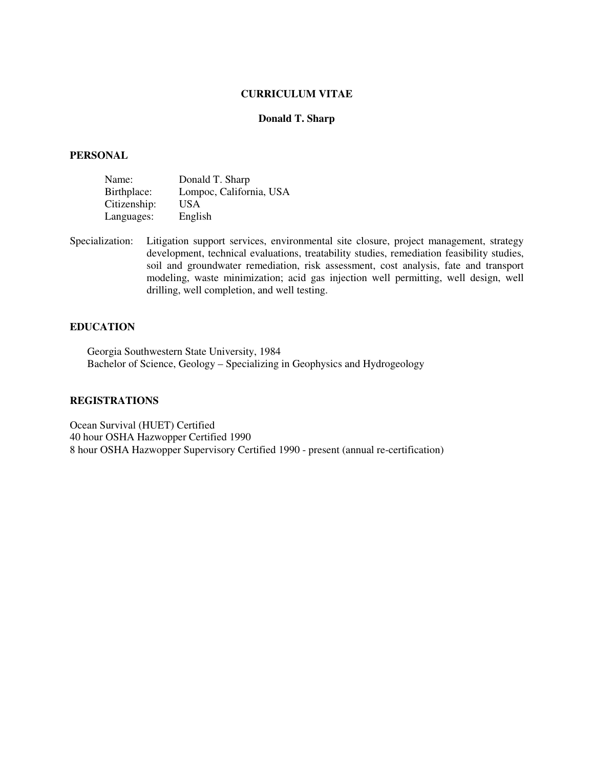# CURRICULUM VITAE

## Donald T. Sharp

### PERSONAL

Name: Donald T. Sharp
Birthplace: Lompoc, California, USA
Citizenship: USA
Languages: English

Specialization: Litigation support services, environmental site closure, project management, strategy development, technical evaluations, treatability studies, remediation feasibility studies, soil and groundwater remediation, risk assessment, cost analysis, fate and transport modeling, waste minimization; acid gas injection well permitting, well design, well drilling, well completion, and well testing.

### EDUCATION

Georgia Southwestern State University, 1984
Bachelor of Science, Geology – Specializing in Geophysics and Hydrogeology

### REGISTRATIONS

Ocean Survival (HUET) Certified
40 hour OSHA Hazwopper Certified 1990
8 hour OSHA Hazwopper Supervisory Certified 1990 - present (annual re-certification)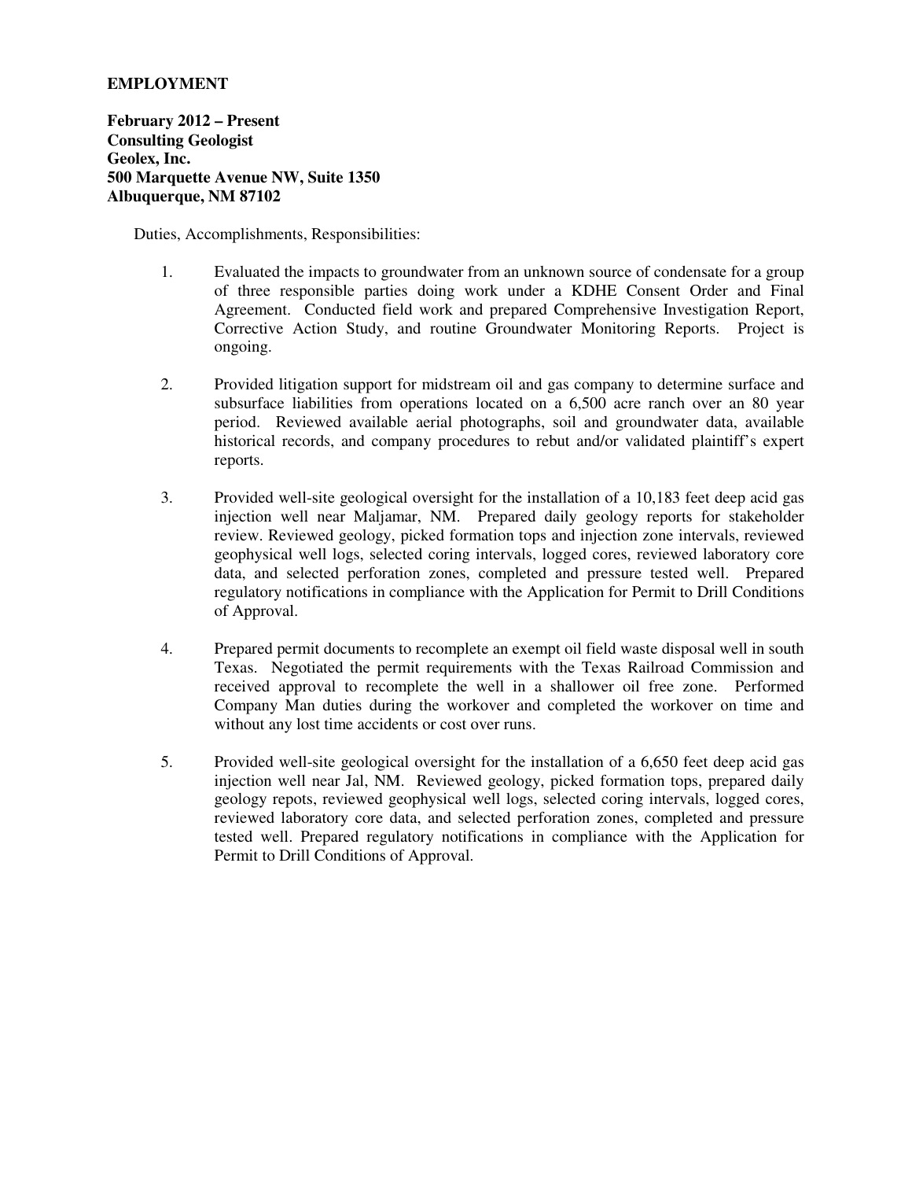**EMPLOYMENT**

**February 2012 – Present**
**Consulting Geologist**
**Geolex, Inc.**
**500 Marquette Avenue NW, Suite 1350**
**Albuquerque, NM 87102**

Duties, Accomplishments, Responsibilities:

1. Evaluated the impacts to groundwater from an unknown source of condensate for a group of three responsible parties doing work under a KDHE Consent Order and Final Agreement. Conducted field work and prepared Comprehensive Investigation Report, Corrective Action Study, and routine Groundwater Monitoring Reports. Project is ongoing.

2. Provided litigation support for midstream oil and gas company to determine surface and subsurface liabilities from operations located on a 6,500 acre ranch over an 80 year period. Reviewed available aerial photographs, soil and groundwater data, available historical records, and company procedures to rebut and/or validated plaintiff's expert reports.

3. Provided well-site geological oversight for the installation of a 10,183 feet deep acid gas injection well near Maljamar, NM. Prepared daily geology reports for stakeholder review. Reviewed geology, picked formation tops and injection zone intervals, reviewed geophysical well logs, selected coring intervals, logged cores, reviewed laboratory core data, and selected perforation zones, completed and pressure tested well. Prepared regulatory notifications in compliance with the Application for Permit to Drill Conditions of Approval.

4. Prepared permit documents to recomplete an exempt oil field waste disposal well in south Texas. Negotiated the permit requirements with the Texas Railroad Commission and received approval to recomplete the well in a shallower oil free zone. Performed Company Man duties during the workover and completed the workover on time and without any lost time accidents or cost over runs.

5. Provided well-site geological oversight for the installation of a 6,650 feet deep acid gas injection well near Jal, NM. Reviewed geology, picked formation tops, prepared daily geology repots, reviewed geophysical well logs, selected coring intervals, logged cores, reviewed laboratory core data, and selected perforation zones, completed and pressure tested well. Prepared regulatory notifications in compliance with the Application for Permit to Drill Conditions of Approval.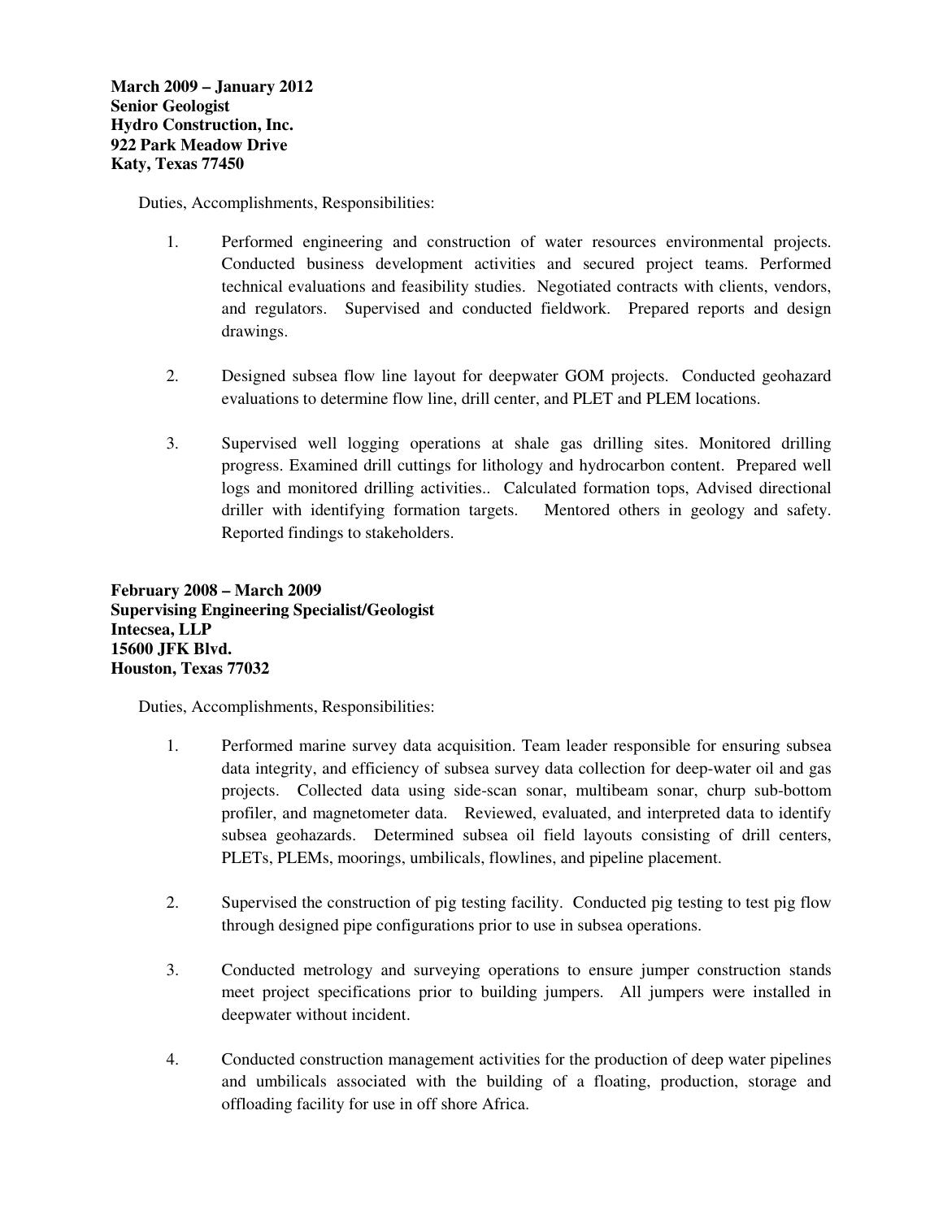**March 2009 – January 2012**
**Senior Geologist**
**Hydro Construction, Inc.**
**922 Park Meadow Drive**
**Katy, Texas 77450**

Duties, Accomplishments, Responsibilities:

1. Performed engineering and construction of water resources environmental projects. Conducted business development activities and secured project teams. Performed technical evaluations and feasibility studies. Negotiated contracts with clients, vendors, and regulators. Supervised and conducted fieldwork. Prepared reports and design drawings.

2. Designed subsea flow line layout for deepwater GOM projects. Conducted geohazard evaluations to determine flow line, drill center, and PLET and PLEM locations.

3. Supervised well logging operations at shale gas drilling sites. Monitored drilling progress. Examined drill cuttings for lithology and hydrocarbon content. Prepared well logs and monitored drilling activities.. Calculated formation tops, Advised directional driller with identifying formation targets. Mentored others in geology and safety. Reported findings to stakeholders.

**February 2008 – March 2009**
**Supervising Engineering Specialist/Geologist**
**Intecsea, LLP**
**15600 JFK Blvd.**
**Houston, Texas 77032**

Duties, Accomplishments, Responsibilities:

1. Performed marine survey data acquisition. Team leader responsible for ensuring subsea data integrity, and efficiency of subsea survey data collection for deep-water oil and gas projects. Collected data using side-scan sonar, multibeam sonar, churp sub-bottom profiler, and magnetometer data. Reviewed, evaluated, and interpreted data to identify subsea geohazards. Determined subsea oil field layouts consisting of drill centers, PLETs, PLEMs, moorings, umbilicals, flowlines, and pipeline placement.

2. Supervised the construction of pig testing facility. Conducted pig testing to test pig flow through designed pipe configurations prior to use in subsea operations.

3. Conducted metrology and surveying operations to ensure jumper construction stands meet project specifications prior to building jumpers. All jumpers were installed in deepwater without incident.

4. Conducted construction management activities for the production of deep water pipelines and umbilicals associated with the building of a floating, production, storage and offloading facility for use in off shore Africa.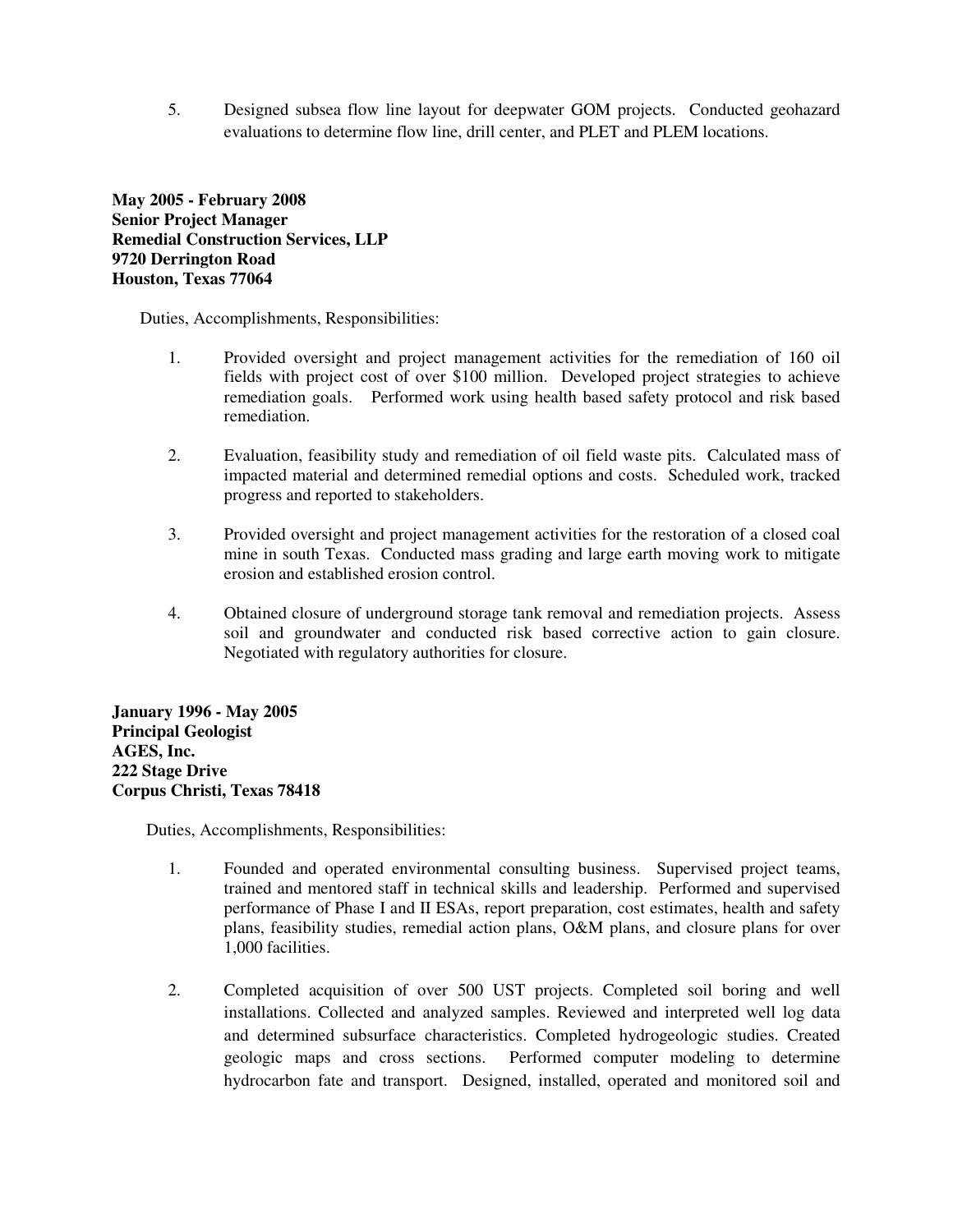5. Designed subsea flow line layout for deepwater GOM projects. Conducted geohazard evaluations to determine flow line, drill center, and PLET and PLEM locations.

**May 2005 - February 2008**
**Senior Project Manager**
**Remedial Construction Services, LLP**
**9720 Derrington Road**
**Houston, Texas 77064**

Duties, Accomplishments, Responsibilities:

1. Provided oversight and project management activities for the remediation of 160 oil fields with project cost of over $100 million. Developed project strategies to achieve remediation goals. Performed work using health based safety protocol and risk based remediation.

2. Evaluation, feasibility study and remediation of oil field waste pits. Calculated mass of impacted material and determined remedial options and costs. Scheduled work, tracked progress and reported to stakeholders.

3. Provided oversight and project management activities for the restoration of a closed coal mine in south Texas. Conducted mass grading and large earth moving work to mitigate erosion and established erosion control.

4. Obtained closure of underground storage tank removal and remediation projects. Assess soil and groundwater and conducted risk based corrective action to gain closure. Negotiated with regulatory authorities for closure.

**January 1996 - May 2005**
**Principal Geologist**
**AGES, Inc.**
**222 Stage Drive**
**Corpus Christi, Texas 78418**

Duties, Accomplishments, Responsibilities:

1. Founded and operated environmental consulting business. Supervised project teams, trained and mentored staff in technical skills and leadership. Performed and supervised performance of Phase I and II ESAs, report preparation, cost estimates, health and safety plans, feasibility studies, remedial action plans, O&M plans, and closure plans for over 1,000 facilities.

2. Completed acquisition of over 500 UST projects. Completed soil boring and well installations. Collected and analyzed samples. Reviewed and interpreted well log data and determined subsurface characteristics. Completed hydrogeologic studies. Created geologic maps and cross sections. Performed computer modeling to determine hydrocarbon fate and transport. Designed, installed, operated and monitored soil and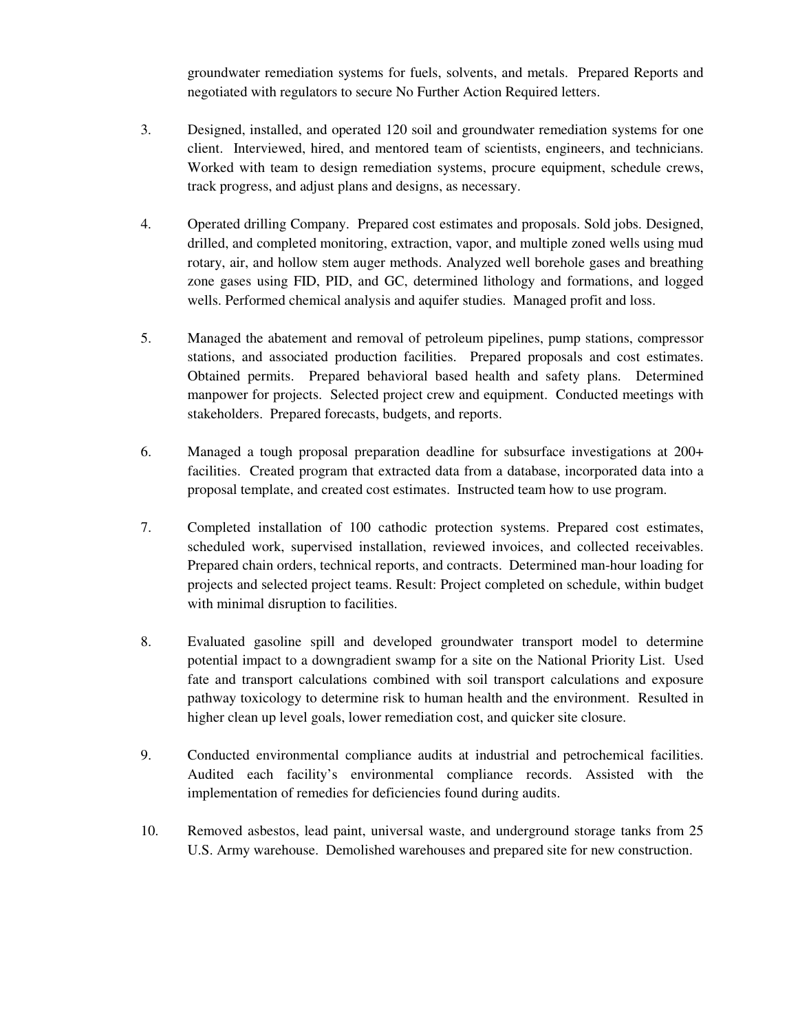groundwater remediation systems for fuels, solvents, and metals. Prepared Reports and negotiated with regulators to secure No Further Action Required letters.

3. Designed, installed, and operated 120 soil and groundwater remediation systems for one client. Interviewed, hired, and mentored team of scientists, engineers, and technicians. Worked with team to design remediation systems, procure equipment, schedule crews, track progress, and adjust plans and designs, as necessary.

4. Operated drilling Company. Prepared cost estimates and proposals. Sold jobs. Designed, drilled, and completed monitoring, extraction, vapor, and multiple zoned wells using mud rotary, air, and hollow stem auger methods. Analyzed well borehole gases and breathing zone gases using FID, PID, and GC, determined lithology and formations, and logged wells. Performed chemical analysis and aquifer studies. Managed profit and loss.

5. Managed the abatement and removal of petroleum pipelines, pump stations, compressor stations, and associated production facilities. Prepared proposals and cost estimates. Obtained permits. Prepared behavioral based health and safety plans. Determined manpower for projects. Selected project crew and equipment. Conducted meetings with stakeholders. Prepared forecasts, budgets, and reports.

6. Managed a tough proposal preparation deadline for subsurface investigations at 200+ facilities. Created program that extracted data from a database, incorporated data into a proposal template, and created cost estimates. Instructed team how to use program.

7. Completed installation of 100 cathodic protection systems. Prepared cost estimates, scheduled work, supervised installation, reviewed invoices, and collected receivables. Prepared chain orders, technical reports, and contracts. Determined man-hour loading for projects and selected project teams. Result: Project completed on schedule, within budget with minimal disruption to facilities.

8. Evaluated gasoline spill and developed groundwater transport model to determine potential impact to a downgradient swamp for a site on the National Priority List. Used fate and transport calculations combined with soil transport calculations and exposure pathway toxicology to determine risk to human health and the environment. Resulted in higher clean up level goals, lower remediation cost, and quicker site closure.

9. Conducted environmental compliance audits at industrial and petrochemical facilities. Audited each facility's environmental compliance records. Assisted with the implementation of remedies for deficiencies found during audits.

10. Removed asbestos, lead paint, universal waste, and underground storage tanks from 25 U.S. Army warehouse. Demolished warehouses and prepared site for new construction.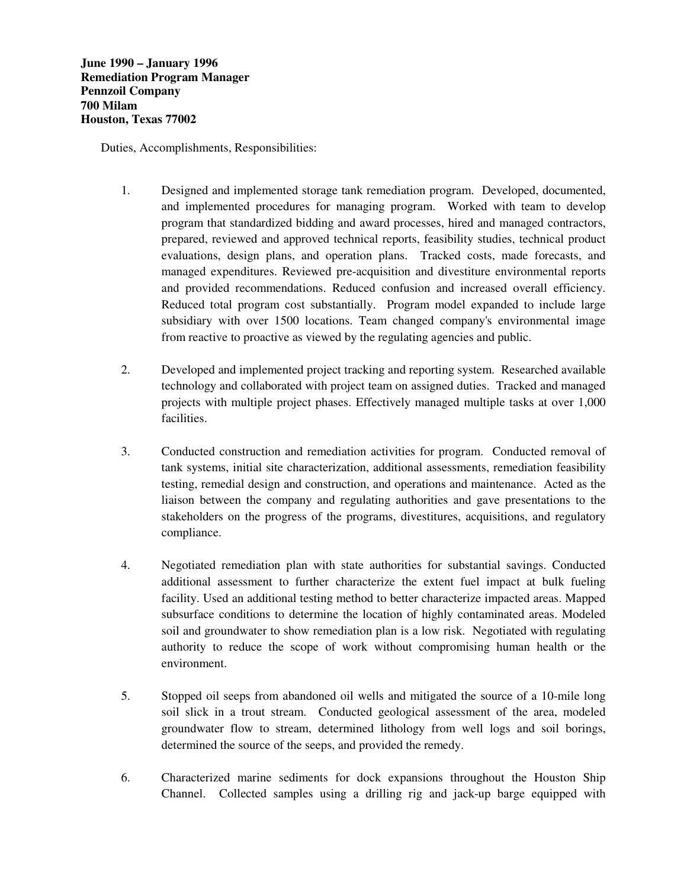**June 1990 – January 1996**
**Remediation Program Manager**
**Pennzoil Company**
**700 Milam**
**Houston, Texas 77002**

Duties, Accomplishments, Responsibilities:

1. Designed and implemented storage tank remediation program. Developed, documented, and implemented procedures for managing program. Worked with team to develop program that standardized bidding and award processes, hired and managed contractors, prepared, reviewed and approved technical reports, feasibility studies, technical product evaluations, design plans, and operation plans. Tracked costs, made forecasts, and managed expenditures. Reviewed pre-acquisition and divestiture environmental reports and provided recommendations. Reduced confusion and increased overall efficiency. Reduced total program cost substantially. Program model expanded to include large subsidiary with over 1500 locations. Team changed company's environmental image from reactive to proactive as viewed by the regulating agencies and public.

2. Developed and implemented project tracking and reporting system. Researched available technology and collaborated with project team on assigned duties. Tracked and managed projects with multiple project phases. Effectively managed multiple tasks at over 1,000 facilities.

3. Conducted construction and remediation activities for program. Conducted removal of tank systems, initial site characterization, additional assessments, remediation feasibility testing, remedial design and construction, and operations and maintenance. Acted as the liaison between the company and regulating authorities and gave presentations to the stakeholders on the progress of the programs, divestitures, acquisitions, and regulatory compliance.

4. Negotiated remediation plan with state authorities for substantial savings. Conducted additional assessment to further characterize the extent fuel impact at bulk fueling facility. Used an additional testing method to better characterize impacted areas. Mapped subsurface conditions to determine the location of highly contaminated areas. Modeled soil and groundwater to show remediation plan is a low risk. Negotiated with regulating authority to reduce the scope of work without compromising human health or the environment.

5. Stopped oil seeps from abandoned oil wells and mitigated the source of a 10-mile long soil slick in a trout stream. Conducted geological assessment of the area, modeled groundwater flow to stream, determined lithology from well logs and soil borings, determined the source of the seeps, and provided the remedy.

6. Characterized marine sediments for dock expansions throughout the Houston Ship Channel. Collected samples using a drilling rig and jack-up barge equipped with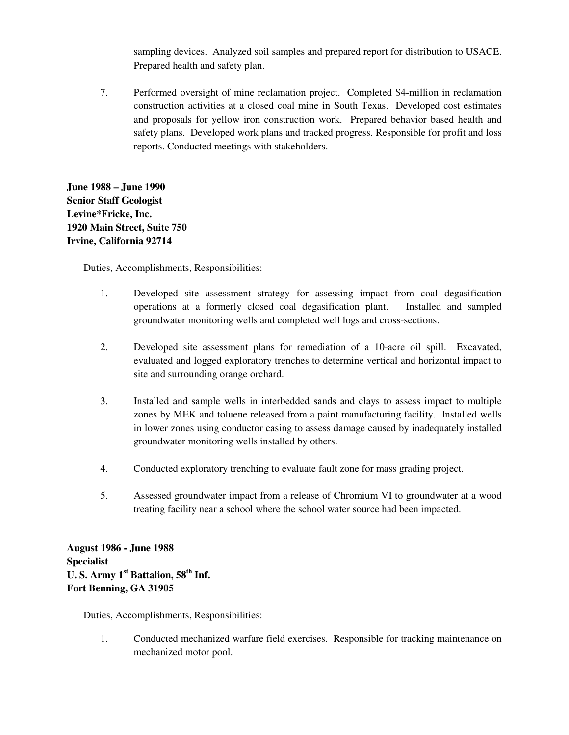sampling devices. Analyzed soil samples and prepared report for distribution to USACE. Prepared health and safety plan.

7. Performed oversight of mine reclamation project. Completed $4-million in reclamation construction activities at a closed coal mine in South Texas. Developed cost estimates and proposals for yellow iron construction work. Prepared behavior based health and safety plans. Developed work plans and tracked progress. Responsible for profit and loss reports. Conducted meetings with stakeholders.

**June 1988 – June 1990**
**Senior Staff Geologist**
**Levine*Fricke, Inc.**
**1920 Main Street, Suite 750**
**Irvine, California 92714**

Duties, Accomplishments, Responsibilities:

1. Developed site assessment strategy for assessing impact from coal degasification operations at a formerly closed coal degasification plant. Installed and sampled groundwater monitoring wells and completed well logs and cross-sections.

2. Developed site assessment plans for remediation of a 10-acre oil spill. Excavated, evaluated and logged exploratory trenches to determine vertical and horizontal impact to site and surrounding orange orchard.

3. Installed and sample wells in interbedded sands and clays to assess impact to multiple zones by MEK and toluene released from a paint manufacturing facility. Installed wells in lower zones using conductor casing to assess damage caused by inadequately installed groundwater monitoring wells installed by others.

4. Conducted exploratory trenching to evaluate fault zone for mass grading project.

5. Assessed groundwater impact from a release of Chromium VI to groundwater at a wood treating facility near a school where the school water source had been impacted.

**August 1986 - June 1988**
**Specialist**
**U. S. Army 1st Battalion, 58th Inf.**
**Fort Benning, GA 31905**

Duties, Accomplishments, Responsibilities:

1. Conducted mechanized warfare field exercises. Responsible for tracking maintenance on mechanized motor pool.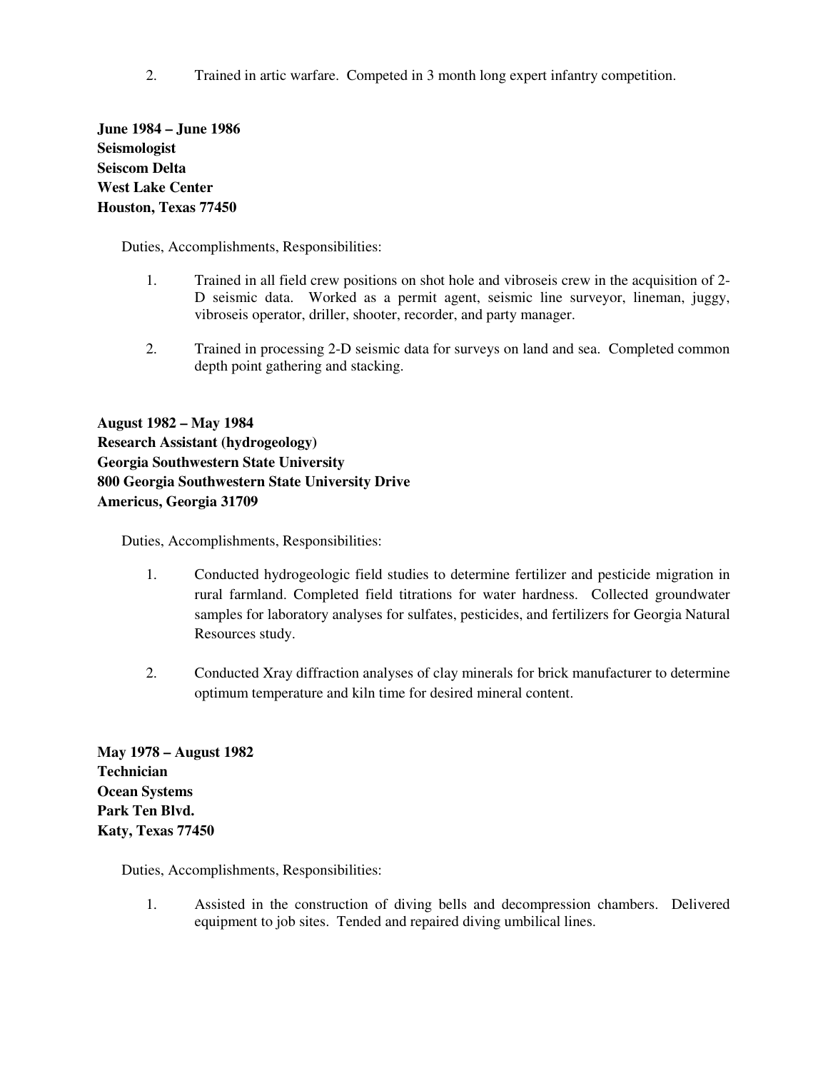2. Trained in artic warfare. Competed in 3 month long expert infantry competition.

**June 1984 – June 1986**
**Seismologist**
**Seiscom Delta**
**West Lake Center**
**Houston, Texas 77450**

Duties, Accomplishments, Responsibilities:

1. Trained in all field crew positions on shot hole and vibroseis crew in the acquisition of 2-D seismic data. Worked as a permit agent, seismic line surveyor, lineman, juggy, vibroseis operator, driller, shooter, recorder, and party manager.

2. Trained in processing 2-D seismic data for surveys on land and sea. Completed common depth point gathering and stacking.

**August 1982 – May 1984**
**Research Assistant (hydrogeology)**
**Georgia Southwestern State University**
**800 Georgia Southwestern State University Drive**
**Americus, Georgia 31709**

Duties, Accomplishments, Responsibilities:

1. Conducted hydrogeologic field studies to determine fertilizer and pesticide migration in rural farmland. Completed field titrations for water hardness. Collected groundwater samples for laboratory analyses for sulfates, pesticides, and fertilizers for Georgia Natural Resources study.

2. Conducted Xray diffraction analyses of clay minerals for brick manufacturer to determine optimum temperature and kiln time for desired mineral content.

**May 1978 – August 1982**
**Technician**
**Ocean Systems**
**Park Ten Blvd.**
**Katy, Texas 77450**

Duties, Accomplishments, Responsibilities:

1. Assisted in the construction of diving bells and decompression chambers. Delivered equipment to job sites. Tended and repaired diving umbilical lines.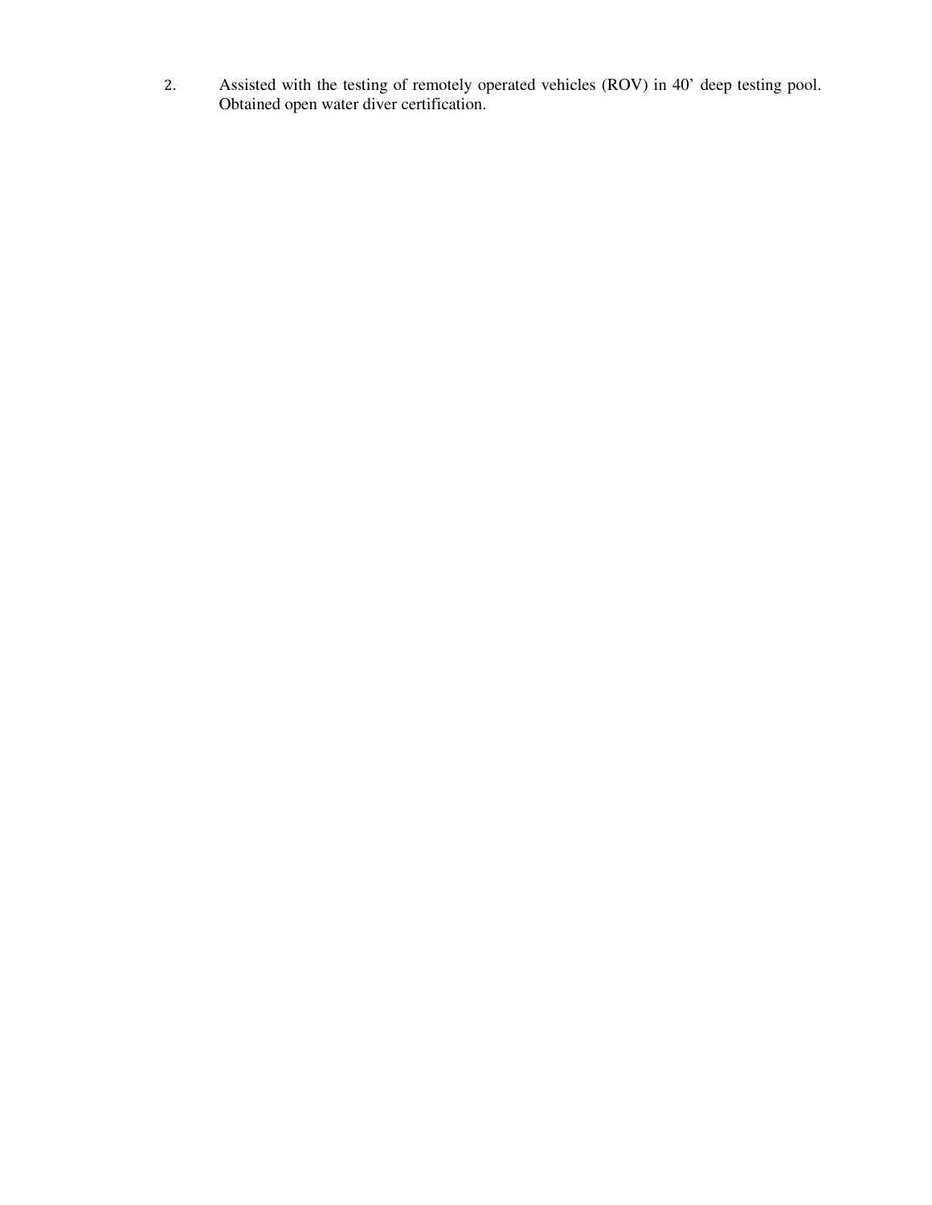2. Assisted with the testing of remotely operated vehicles (ROV) in 40’ deep testing pool. Obtained open water diver certification.